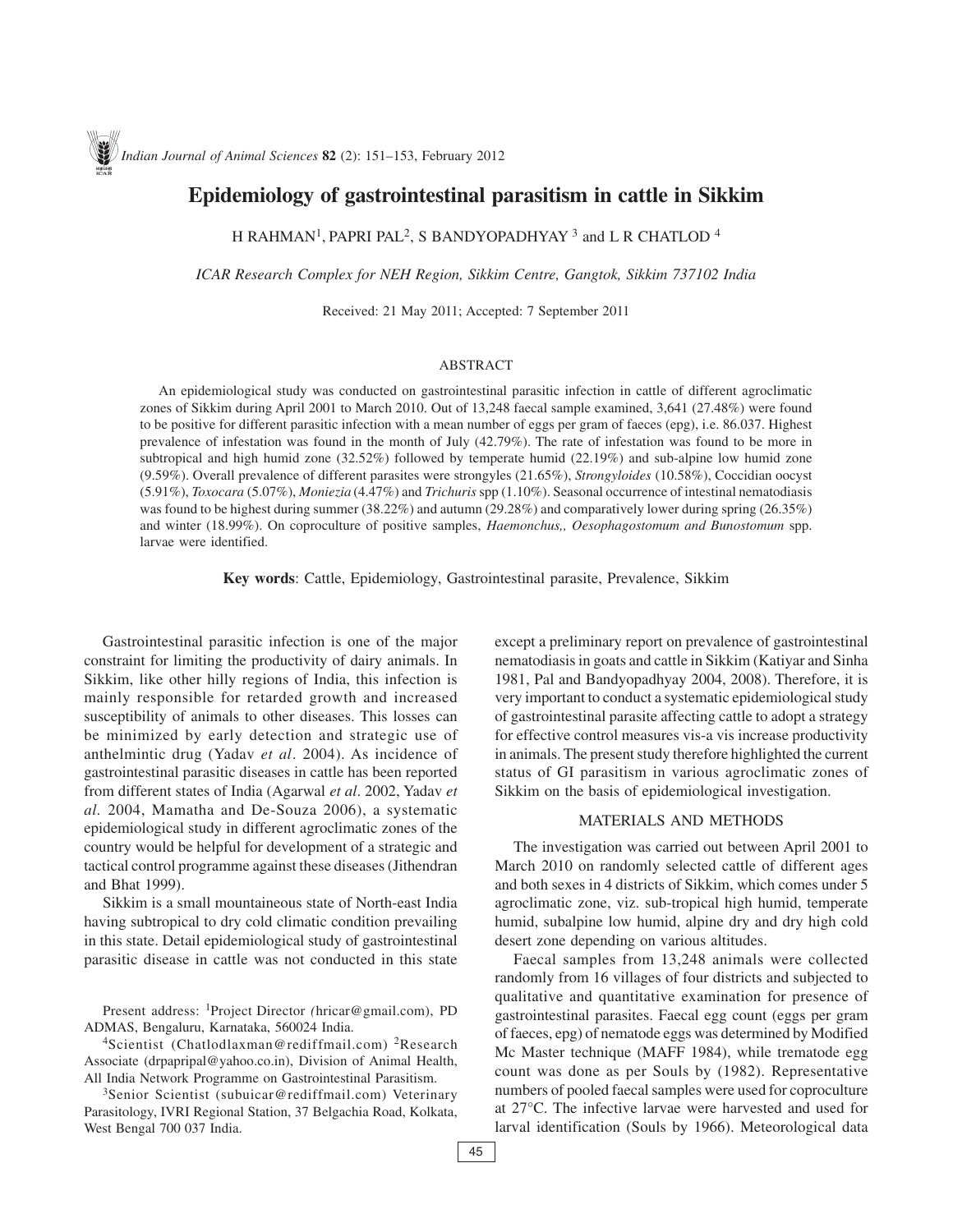# Epidemiology of gastrointestinal parasitism in cattle in Sikkim

H RAHMAN[1], PAPRI PAL[2], S BANDYOPADHYAY[3] and L R CHATLOD[4]

*ICAR Research Complex for NEH Region, Sikkim Centre, Gangtok, Sikkim 737102 India*

Received: 21 May 2011; Accepted: 7 September 2011

## ABSTRACT

An epidemiological study was conducted on gastrointestinal parasitic infection in cattle of different agroclimatic zones of Sikkim during April 2001 to March 2010. Out of 13,248 faecal sample examined, 3,641 (27.48%) were found to be positive for different parasitic infection with a mean number of eggs per gram of faeces (epg), i.e. 86.037. Highest prevalence of infestation was found in the month of July (42.79%). The rate of infestation was found to be more in subtropical and high humid zone (32.52%) followed by temperate humid (22.19%) and sub-alpine low humid zone (9.59%). Overall prevalence of different parasites were strongyles (21.65%), *Strongyloides* (10.58%), Coccidian oocyst (5.91%), *Toxocara* (5.07%), *Moniezia* (4.47%) and *Trichuris* spp (1.10%). Seasonal occurrence of intestinal nematodiasis was found to be highest during summer (38.22%) and autumn (29.28%) and comparatively lower during spring (26.35%) and winter (18.99%). On coproculture of positive samples, *Haemonchus,, Oesophagostomum and Bunostomum* spp. larvae were identified.

**Key words**: Cattle, Epidemiology, Gastrointestinal parasite, Prevalence, Sikkim

Gastrointestinal parasitic infection is one of the major constraint for limiting the productivity of dairy animals. In Sikkim, like other hilly regions of India, this infection is mainly responsible for retarded growth and increased susceptibility of animals to other diseases. This losses can be minimized by early detection and strategic use of anthelmintic drug (Yadav *et al*. 2004). As incidence of gastrointestinal parasitic diseases in cattle has been reported from different states of India (Agarwal *et al*. 2002, Yadav *et al*. 2004, Mamatha and De-Souza 2006), a systematic epidemiological study in different agroclimatic zones of the country would be helpful for development of a strategic and tactical control programme against these diseases (Jithendran and Bhat 1999).

Sikkim is a small mountaineous state of North-east India having subtropical to dry cold climatic condition prevailing in this state. Detail epidemiological study of gastrointestinal parasitic disease in cattle was not conducted in this state except a preliminary report on prevalence of gastrointestinal nematodiasis in goats and cattle in Sikkim (Katiyar and Sinha 1981, Pal and Bandyopadhyay 2004, 2008). Therefore, it is very important to conduct a systematic epidemiological study of gastrointestinal parasite affecting cattle to adopt a strategy for effective control measures vis-a vis increase productivity in animals. The present study therefore highlighted the current status of GI parasitism in various agroclimatic zones of Sikkim on the basis of epidemiological investigation.

## MATERIALS AND METHODS

The investigation was carried out between April 2001 to March 2010 on randomly selected cattle of different ages and both sexes in 4 districts of Sikkim, which comes under 5 agroclimatic zone, viz. sub-tropical high humid, temperate humid, subalpine low humid, alpine dry and dry high cold desert zone depending on various altitudes.

Faecal samples from 13,248 animals were collected randomly from 16 villages of four districts and subjected to qualitative and quantitative examination for presence of gastrointestinal parasites. Faecal egg count (eggs per gram of faeces, epg) of nematode eggs was determined by Modified Mc Master technique (MAFF 1984), while trematode egg count was done as per Souls by (1982). Representative numbers of pooled faecal samples were used for coproculture at 27°C. The infective larvae were harvested and used for larval identification (Souls by 1966). Meteorological data

Present address: [1]Project Director (hricar@gmail.com), PD ADMAS, Bengaluru, Karnataka, 560024 India.

[4]Scientist (Chatlodlaxman@rediffmail.com) [2]Research Associate (drpapripal@yahoo.co.in), Division of Animal Health, All India Network Programme on Gastrointestinal Parasitism.

[3]Senior Scientist (subuicar@rediffmail.com) Veterinary Parasitology, IVRI Regional Station, 37 Belgachia Road, Kolkata, West Bengal 700 037 India.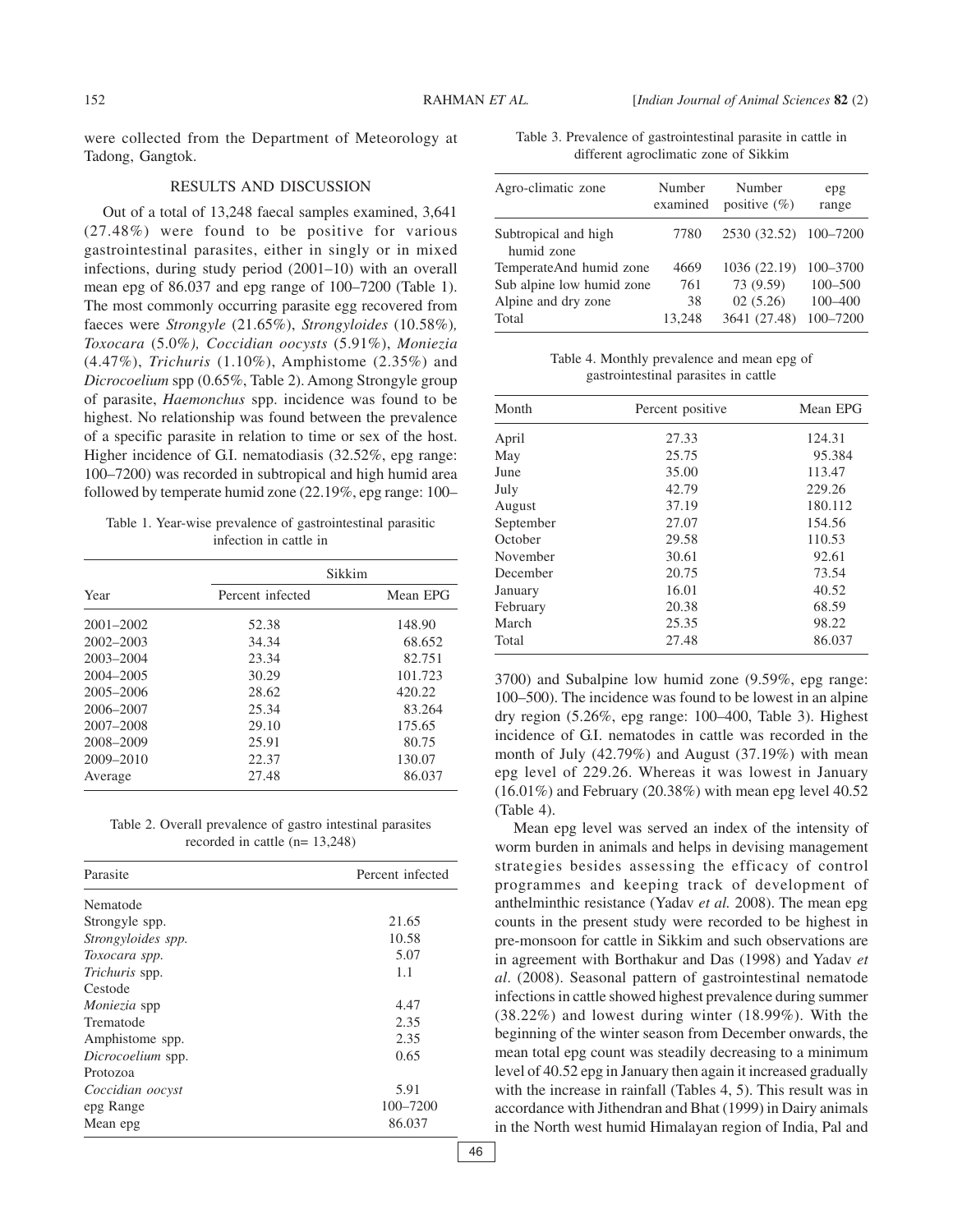were collected from the Department of Meteorology at Tadong, Gangtok.

## RESULTS AND DISCUSSION

Out of a total of 13,248 faecal samples examined, 3,641 (27.48%) were found to be positive for various gastrointestinal parasites, either in singly or in mixed infections, during study period (2001–10) with an overall mean epg of 86.037 and epg range of 100–7200 (Table 1). The most commonly occurring parasite egg recovered from faeces were *Strongyle* (21.65%), *Strongyloides* (10.58%), *Toxocara* (5.0%), *Coccidian oocysts* (5.91%), *Moniezia* (4.47%), *Trichuris* (1.10%), Amphistome (2.35%) and *Dicrocoelium* spp (0.65%, Table 2). Among Strongyle group of parasite, *Haemonchus* spp. incidence was found to be highest. No relationship was found between the prevalence of a specific parasite in relation to time or sex of the host. Higher incidence of G.I. nematodiasis (32.52%, epg range: 100–7200) was recorded in subtropical and high humid area followed by temperate humid zone (22.19%, epg range: 100–3700) and Subalpine low humid zone (9.59%, epg range: 100–500). The incidence was found to be lowest in an alpine dry region (5.26%, epg range: 100–400, Table 3). Highest incidence of G.I. nematodes in cattle was recorded in the month of July (42.79%) and August (37.19%) with mean epg level of 229.26. Whereas it was lowest in January (16.01%) and February (20.38%) with mean epg level 40.52 (Table 4).

Table 1. Year-wise prevalence of gastrointestinal parasitic infection in cattle in

| | Sikkim | |
|---|---|---|
| Year | Percent infected | Mean EPG |
| 2001–2002 | 52.38 | 148.90 |
| 2002–2003 | 34.34 | 68.652 |
| 2003–2004 | 23.34 | 82.751 |
| 2004–2005 | 30.29 | 101.723 |
| 2005–2006 | 28.62 | 420.22 |
| 2006–2007 | 25.34 | 83.264 |
| 2007–2008 | 29.10 | 175.65 |
| 2008–2009 | 25.91 | 80.75 |
| 2009–2010 | 22.37 | 130.07 |
| Average | 27.48 | 86.037 |

Table 2. Overall prevalence of gastro intestinal parasites recorded in cattle (n= 13,248)

| Parasite | Percent infected |
|---|---|
| Nematode | |
| Strongyle spp. | 21.65 |
| *Strongyloides spp.* | 10.58 |
| *Toxocara spp.* | 5.07 |
| *Trichuris* spp. | 1.1 |
| Cestode | |
| *Moniezia* spp | 4.47 |
| Trematode | 2.35 |
| Amphistome spp. | 2.35 |
| *Dicrocoelium* spp. | 0.65 |
| Protozoa | |
| *Coccidian oocyst* | 5.91 |
| epg Range | 100–7200 |
| Mean epg | 86.037 |

Table 3. Prevalence of gastrointestinal parasite in cattle in different agroclimatic zone of Sikkim

| Agro-climatic zone | Number examined | Number positive (%) | epg range |
|---|---|---|---|
| Subtropical and high humid zone | 7780 | 2530 (32.52) | 100–7200 |
| TemperateAnd humid zone | 4669 | 1036 (22.19) | 100–3700 |
| Sub alpine low humid zone | 761 | 73 (9.59) | 100–500 |
| Alpine and dry zone | 38 | 02 (5.26) | 100–400 |
| Total | 13,248 | 3641 (27.48) | 100–7200 |

Table 4. Monthly prevalence and mean epg of gastrointestinal parasites in cattle

| Month | Percent positive | Mean EPG |
|---|---|---|
| April | 27.33 | 124.31 |
| May | 25.75 | 95.384 |
| June | 35.00 | 113.47 |
| July | 42.79 | 229.26 |
| August | 37.19 | 180.112 |
| September | 27.07 | 154.56 |
| October | 29.58 | 110.53 |
| November | 30.61 | 92.61 |
| December | 20.75 | 73.54 |
| January | 16.01 | 40.52 |
| February | 20.38 | 68.59 |
| March | 25.35 | 98.22 |
| Total | 27.48 | 86.037 |

Mean epg level was served an index of the intensity of worm burden in animals and helps in devising management strategies besides assessing the efficacy of control programmes and keeping track of development of anthelminthic resistance (Yadav *et al.* 2008). The mean epg counts in the present study were recorded to be highest in pre-monsoon for cattle in Sikkim and such observations are in agreement with Borthakur and Das (1998) and Yadav *et al*. (2008). Seasonal pattern of gastrointestinal nematode infections in cattle showed highest prevalence during summer (38.22%) and lowest during winter (18.99%). With the beginning of the winter season from December onwards, the mean total epg count was steadily decreasing to a minimum level of 40.52 epg in January then again it increased gradually with the increase in rainfall (Tables 4, 5). This result was in accordance with Jithendran and Bhat (1999) in Dairy animals in the North west humid Himalayan region of India, Pal and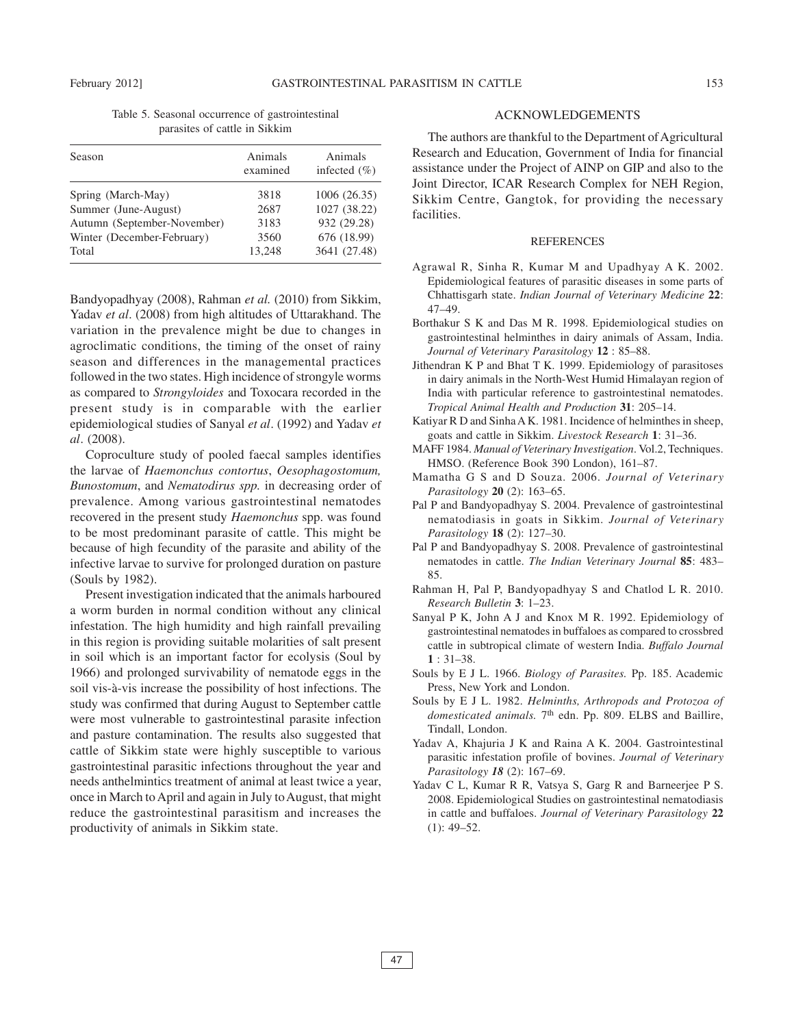Table 5. Seasonal occurrence of gastrointestinal parasites of cattle in Sikkim

| Season | Animals examined | Animals infected (%) |
|---|---|---|
| Spring (March-May) | 3818 | 1006 (26.35) |
| Summer (June-August) | 2687 | 1027 (38.22) |
| Autumn (September-November) | 3183 | 932 (29.28) |
| Winter (December-February) | 3560 | 676 (18.99) |
| Total | 13,248 | 3641 (27.48) |

Bandyopadhyay (2008), Rahman *et al.* (2010) from Sikkim, Yadav *et al*. (2008) from high altitudes of Uttarakhand. The variation in the prevalence might be due to changes in agroclimatic conditions, the timing of the onset of rainy season and differences in the managemental practices followed in the two states. High incidence of strongyle worms as compared to *Strongyloides* and Toxocara recorded in the present study is in comparable with the earlier epidemiological studies of Sanyal *et al*. (1992) and Yadav *et al*. (2008).

Coproculture study of pooled faecal samples identifies the larvae of *Haemonchus contortus*, *Oesophagostomum, Bunostomum*, and *Nematodirus spp.* in decreasing order of prevalence. Among various gastrointestinal nematodes recovered in the present study *Haemonchus* spp. was found to be most predominant parasite of cattle. This might be because of high fecundity of the parasite and ability of the infective larvae to survive for prolonged duration on pasture (Souls by 1982).

Present investigation indicated that the animals harboured a worm burden in normal condition without any clinical infestation. The high humidity and high rainfall prevailing in this region is providing suitable molarities of salt present in soil which is an important factor for ecolysis (Soul by 1966) and prolonged survivability of nematode eggs in the soil vis-à-vis increase the possibility of host infections. The study was confirmed that during August to September cattle were most vulnerable to gastrointestinal parasite infection and pasture contamination. The results also suggested that cattle of Sikkim state were highly susceptible to various gastrointestinal parasitic infections throughout the year and needs anthelmintics treatment of animal at least twice a year, once in March to April and again in July to August, that might reduce the gastrointestinal parasitism and increases the productivity of animals in Sikkim state.

## ACKNOWLEDGEMENTS

The authors are thankful to the Department of Agricultural Research and Education, Government of India for financial assistance under the Project of AINP on GIP and also to the Joint Director, ICAR Research Complex for NEH Region, Sikkim Centre, Gangtok, for providing the necessary facilities.

## REFERENCES

Agrawal R, Sinha R, Kumar M and Upadhyay A K. 2002. Epidemiological features of parasitic diseases in some parts of Chhattisgarh state. *Indian Journal of Veterinary Medicine* **22**: 47–49.

Borthakur S K and Das M R. 1998. Epidemiological studies on gastrointestinal helminthes in dairy animals of Assam, India. *Journal of Veterinary Parasitology* **12** : 85–88.

Jithendran K P and Bhat T K. 1999. Epidemiology of parasitoses in dairy animals in the North-West Humid Himalayan region of India with particular reference to gastrointestinal nematodes. *Tropical Animal Health and Production* **31**: 205–14.

Katiyar R D and Sinha A K. 1981. Incidence of helminthes in sheep, goats and cattle in Sikkim. *Livestock Research* **1**: 31–36.

MAFF 1984. *Manual of Veterinary Investigation*. Vol.2, Techniques. HMSO. (Reference Book 390 London), 161–87.

Mamatha G S and D Souza. 2006. *Journal of Veterinary Parasitology* **20** (2): 163–65.

Pal P and Bandyopadhyay S. 2004. Prevalence of gastrointestinal nematodiasis in goats in Sikkim. *Journal of Veterinary Parasitology* **18** (2): 127–30.

Pal P and Bandyopadhyay S. 2008. Prevalence of gastrointestinal nematodes in cattle. *The Indian Veterinary Journal* **85**: 483–85.

Rahman H, Pal P, Bandyopadhyay S and Chatlod L R. 2010. *Research Bulletin* **3**: 1–23.

Sanyal P K, John A J and Knox M R. 1992. Epidemiology of gastrointestinal nematodes in buffaloes as compared to crossbred cattle in subtropical climate of western India. *Buffalo Journal* **1** : 31–38.

Souls by E J L. 1966. *Biology of Parasites.* Pp. 185. Academic Press, New York and London.

Souls by E J L. 1982. *Helminths, Arthropods and Protozoa of domesticated animals.* 7th edn. Pp. 809. ELBS and Baillire, Tindall, London.

Yadav A, Khajuria J K and Raina A K. 2004. Gastrointestinal parasitic infestation profile of bovines. *Journal of Veterinary Parasitology 18* (2): 167–69.

Yadav C L, Kumar R R, Vatsya S, Garg R and Barneerjee P S. 2008. Epidemiological Studies on gastrointestinal nematodiasis in cattle and buffaloes. *Journal of Veterinary Parasitology* **22** (1): 49–52.